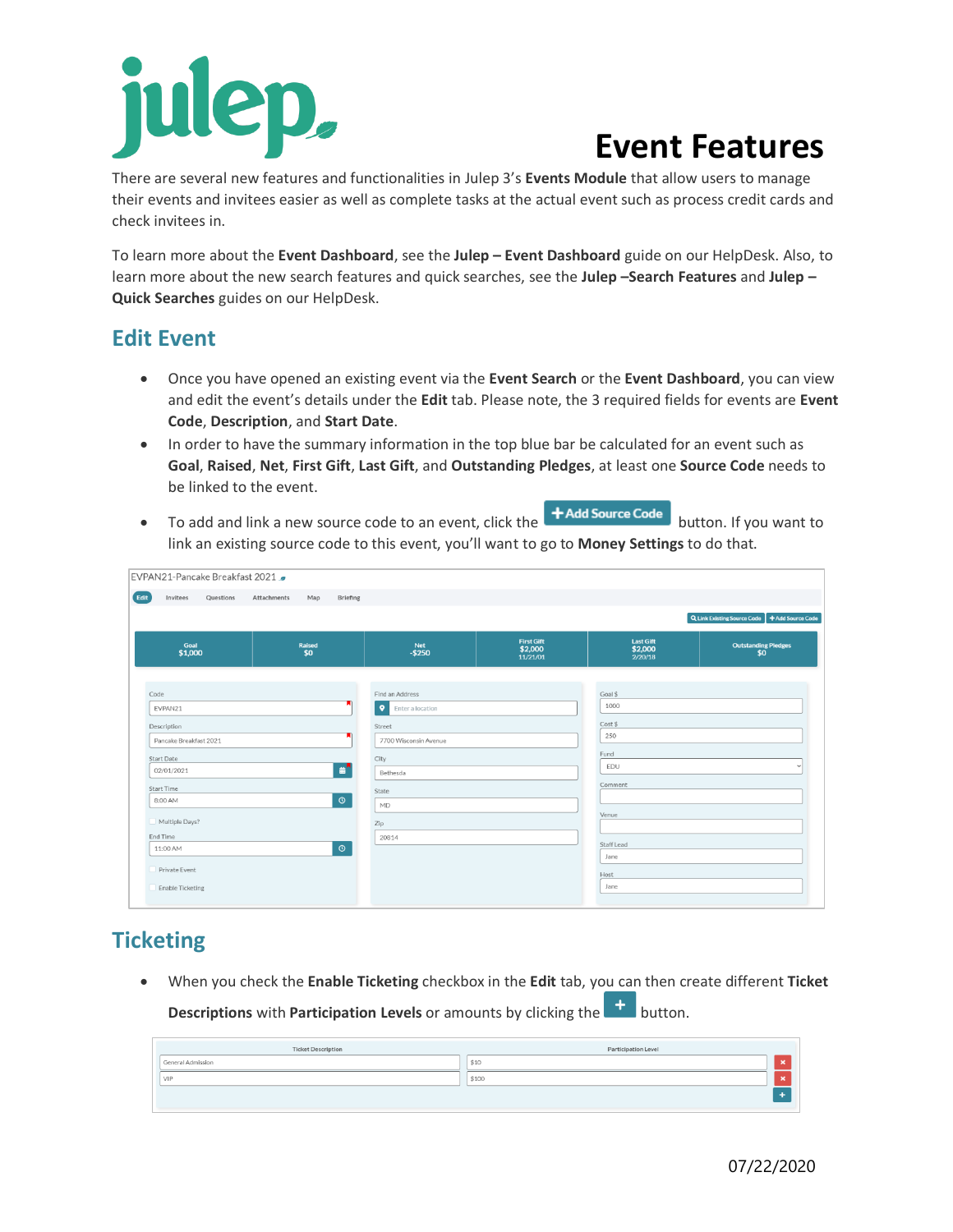# Event Features

There are several new features and functionalities in Julep 3's **Events Module** that allow users to manage their events and invitees easier as well as complete tasks at the actual event such as process credit cards and check invitees in.

To learn more about the **Event Dashboard**, see the **Julep – Event Dashboard** guide on our HelpDesk. Also, to learn more about the new search features and quick searches, see the **Julep –Search Features** and **Julep – Quick Searches** guides on our HelpDesk.

## Edit Event

- Once you have opened an existing event via the **Event Search** or the **Event Dashboard**, you can view and edit the event's details under the **Edit** tab. Please note, the 3 required fields for events are **Event Code**, **Description**, and **Start Date**.
- In order to have the summary information in the top blue bar be calculated for an event such as **Goal**, **Raised**, **Net**, **First Gift**, **Last Gift**, and **Outstanding Pledges**, at least one **Source Code** needs to be linked to the event.
- To add and link a new source code to an event, click the **+Add Source Code** button. If you want to link an existing source code to this event, you'll want to go to **Money Settings** to do that.

## Ticketing

- When you check the **Enable Ticketing** checkbox in the **Edit** tab, you can then create different **Ticket Descriptions** with **Participation Levels** or amounts by clicking the **+** button.

07/22/2020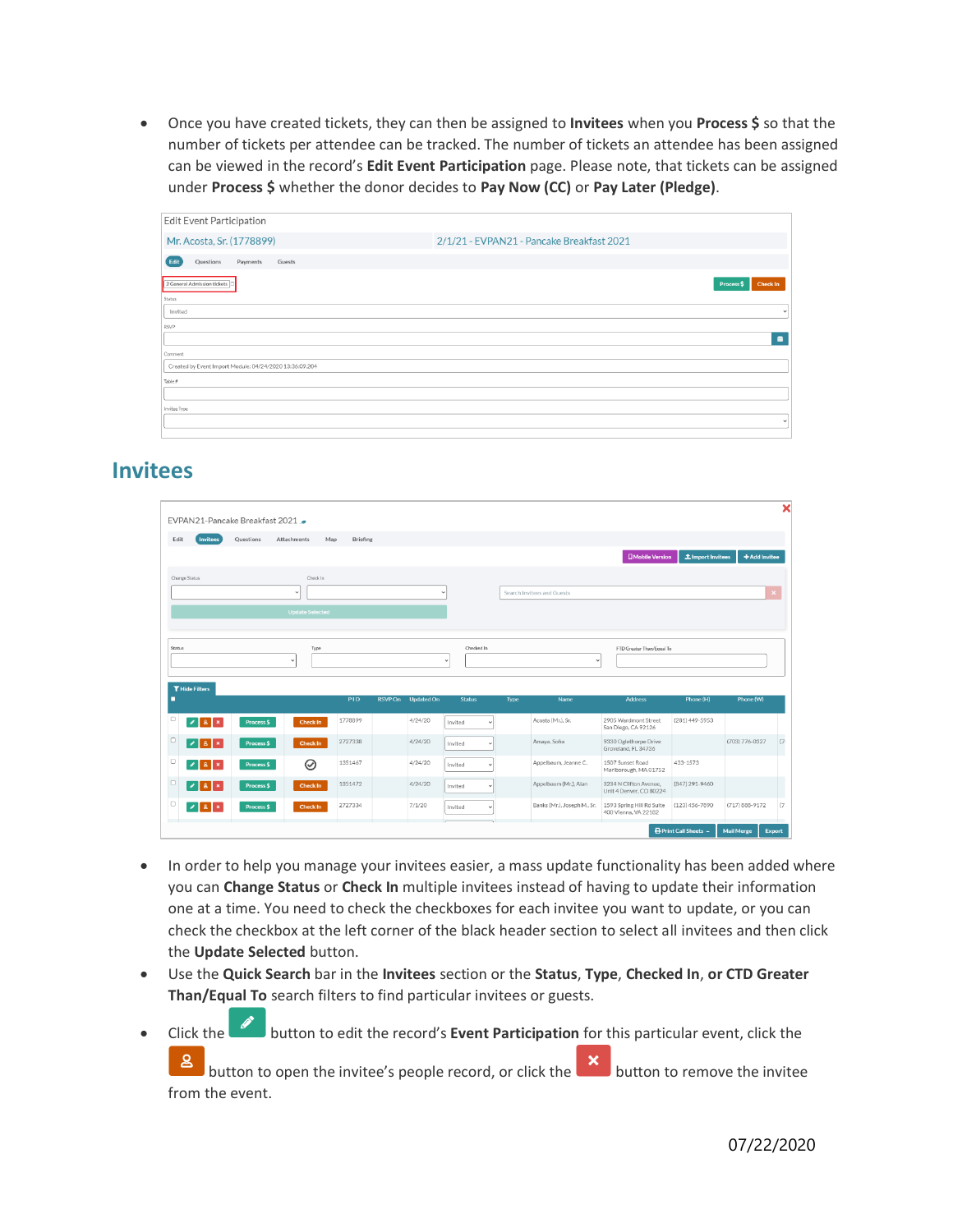- Once you have created tickets, they can then be assigned to **Invitees** when you **Process $** so that the number of tickets per attendee can be tracked. The number of tickets an attendee has been assigned can be viewed in the record's **Edit Event Participation** page. Please note, that tickets can be assigned under **Process $** whether the donor decides to **Pay Now (CC)** or **Pay Later (Pledge)**.

## Invitees

- In order to help you manage your invitees easier, a mass update functionality has been added where you can **Change Status** or **Check In** multiple invitees instead of having to update their information one at a time. You need to check the checkboxes for each invitee you want to update, or you can check the checkbox at the left corner of the black header section to select all invitees and then click the **Update Selected** button.
- Use the **Quick Search** bar in the **Invitees** section or the **Status**, **Type**, **Checked In**, **or CTD Greater Than/Equal To** search filters to find particular invitees or guests.
- Click the button to edit the record's **Event Participation** for this particular event, click the button to open the invitee's people record, or click the button to remove the invitee from the event.

07/22/2020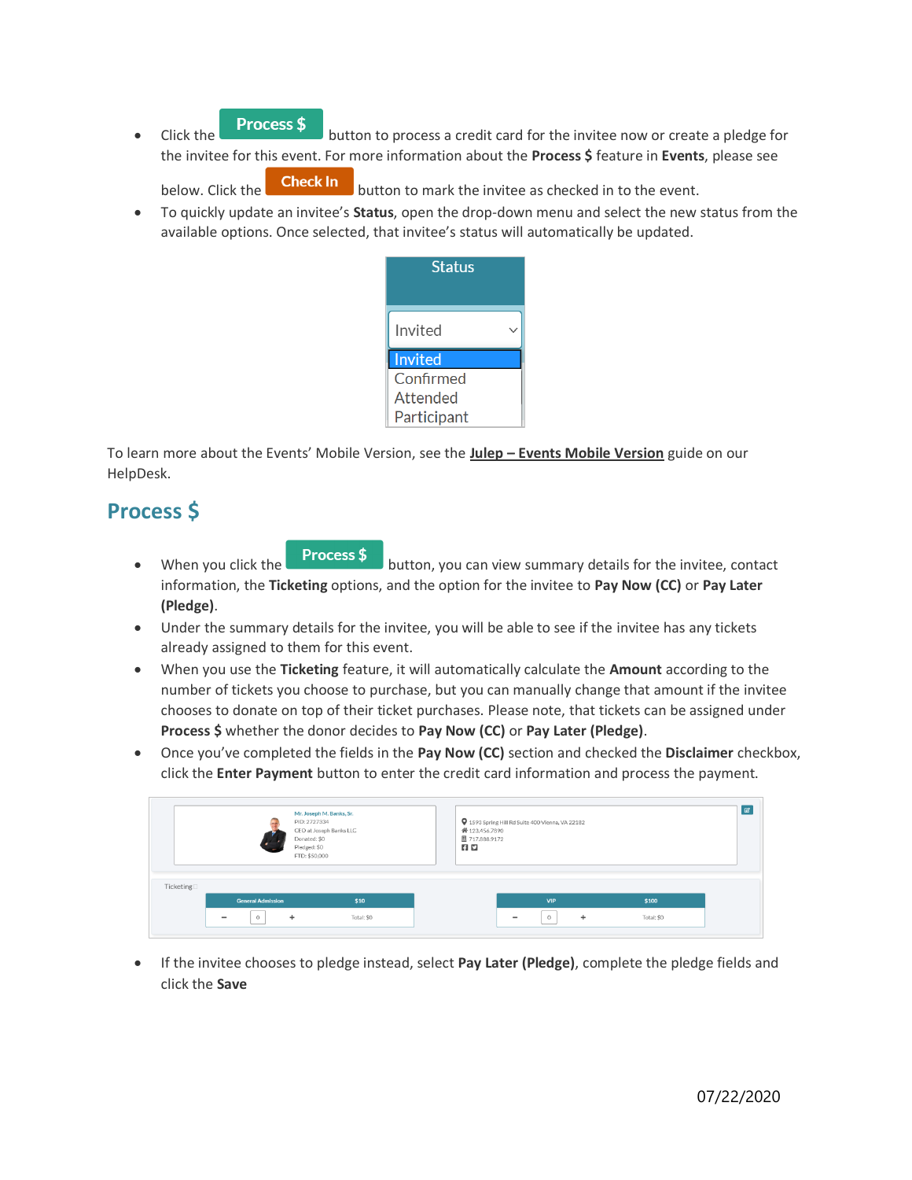- Click the **Process $** button to process a credit card for the invitee now or create a pledge for the invitee for this event. For more information about the **Process $** feature in **Events**, please see below. Click the **Check In** button to mark the invitee as checked in to the event.
- To quickly update an invitee's **Status**, open the drop-down menu and select the new status from the available options. Once selected, that invitee's status will automatically be updated.

To learn more about the Events' Mobile Version, see the **Julep – Events Mobile Version** guide on our HelpDesk.

## Process $

- When you click the **Process $** button, you can view summary details for the invitee, contact information, the **Ticketing** options, and the option for the invitee to **Pay Now (CC)** or **Pay Later (Pledge)**.
- Under the summary details for the invitee, you will be able to see if the invitee has any tickets already assigned to them for this event.
- When you use the **Ticketing** feature, it will automatically calculate the **Amount** according to the number of tickets you choose to purchase, but you can manually change that amount if the invitee chooses to donate on top of their ticket purchases. Please note, that tickets can be assigned under **Process $** whether the donor decides to **Pay Now (CC)** or **Pay Later (Pledge)**.
- Once you've completed the fields in the **Pay Now (CC)** section and checked the **Disclaimer** checkbox, click the **Enter Payment** button to enter the credit card information and process the payment.

- If the invitee chooses to pledge instead, select **Pay Later (Pledge)**, complete the pledge fields and click the **Save**

07/22/2020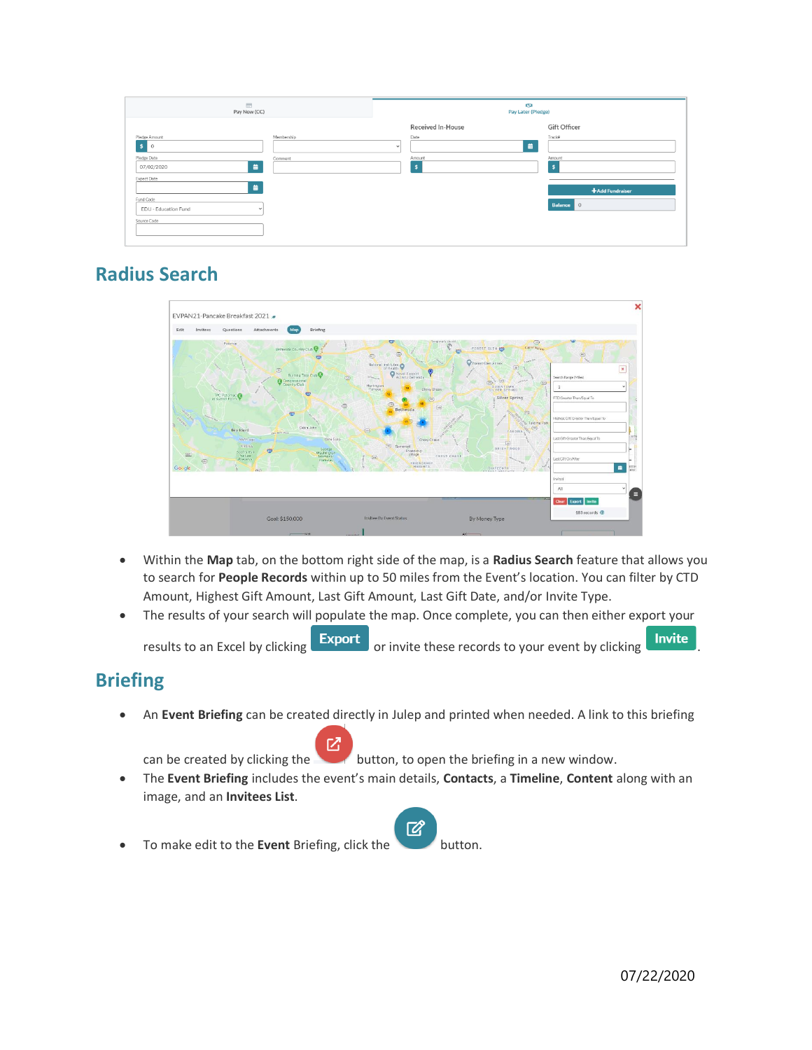## Radius Search

- Within the **Map** tab, on the bottom right side of the map, is a **Radius Search** feature that allows you to search for **People Records** within up to 50 miles from the Event's location. You can filter by CTD Amount, Highest Gift Amount, Last Gift Amount, Last Gift Date, and/or Invite Type.
- The results of your search will populate the map. Once complete, you can then either export your results to an Excel by clicking **Export** or invite these records to your event by clicking **Invite**.

## Briefing

- An **Event Briefing** can be created directly in Julep and printed when needed. A link to this briefing can be created by clicking the button, to open the briefing in a new window.
- The **Event Briefing** includes the event's main details, **Contacts**, a **Timeline**, **Content** along with an image, and an **Invitees List**.
- To make edit to the **Event** Briefing, click the button.

07/22/2020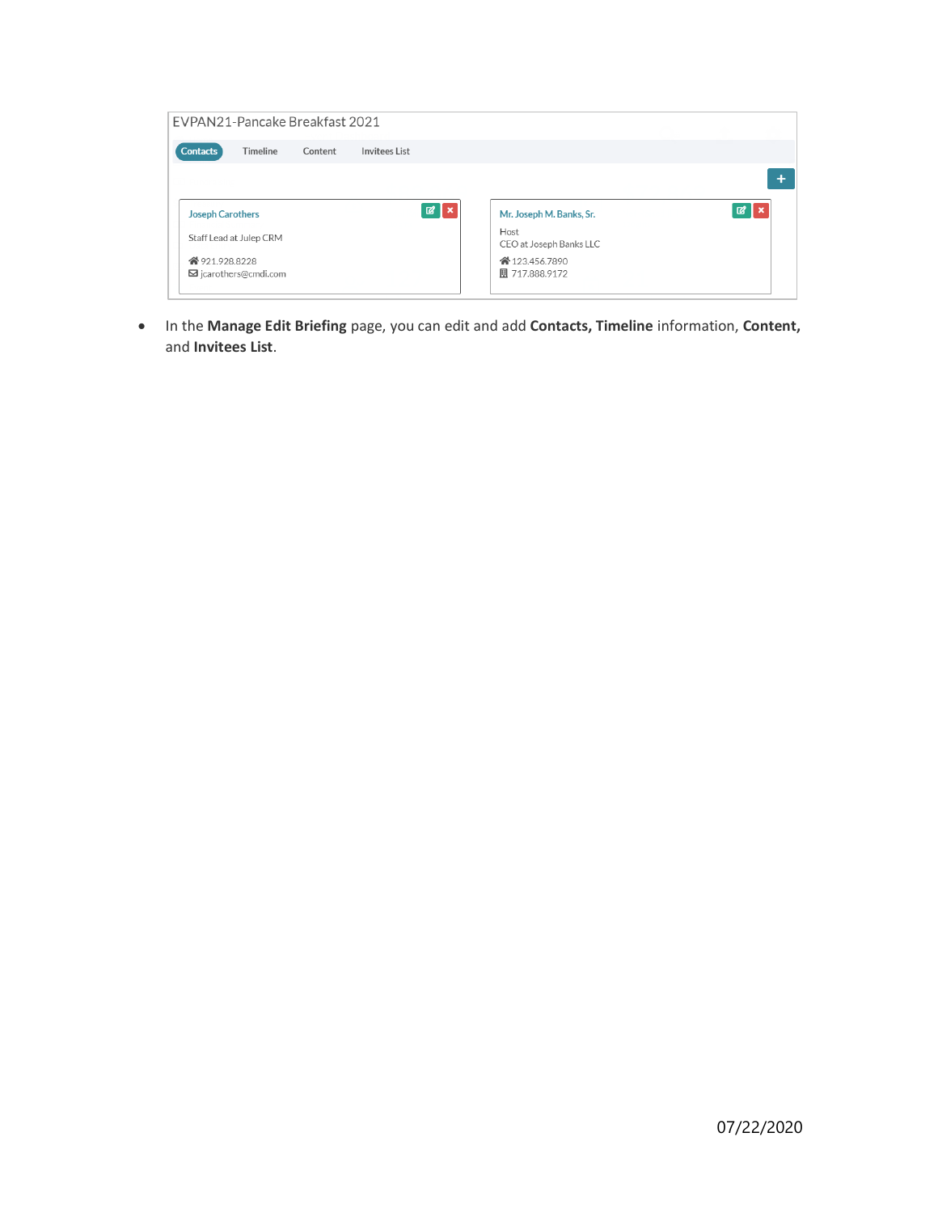EVPAN21-Pancake Breakfast 2021

Contacts Timeline Content Invitees List

Joseph Carothers

Staff Lead at Julep CRM

921.928.8228
jcarothers@cmdi.com

Mr. Joseph M. Banks, Sr.

Host
CEO at Joseph Banks LLC

123.456.7890
717.888.9172

- In the **Manage Edit Briefing** page, you can edit and add **Contacts, Timeline** information, **Content,** and **Invitees List**.

07/22/2020